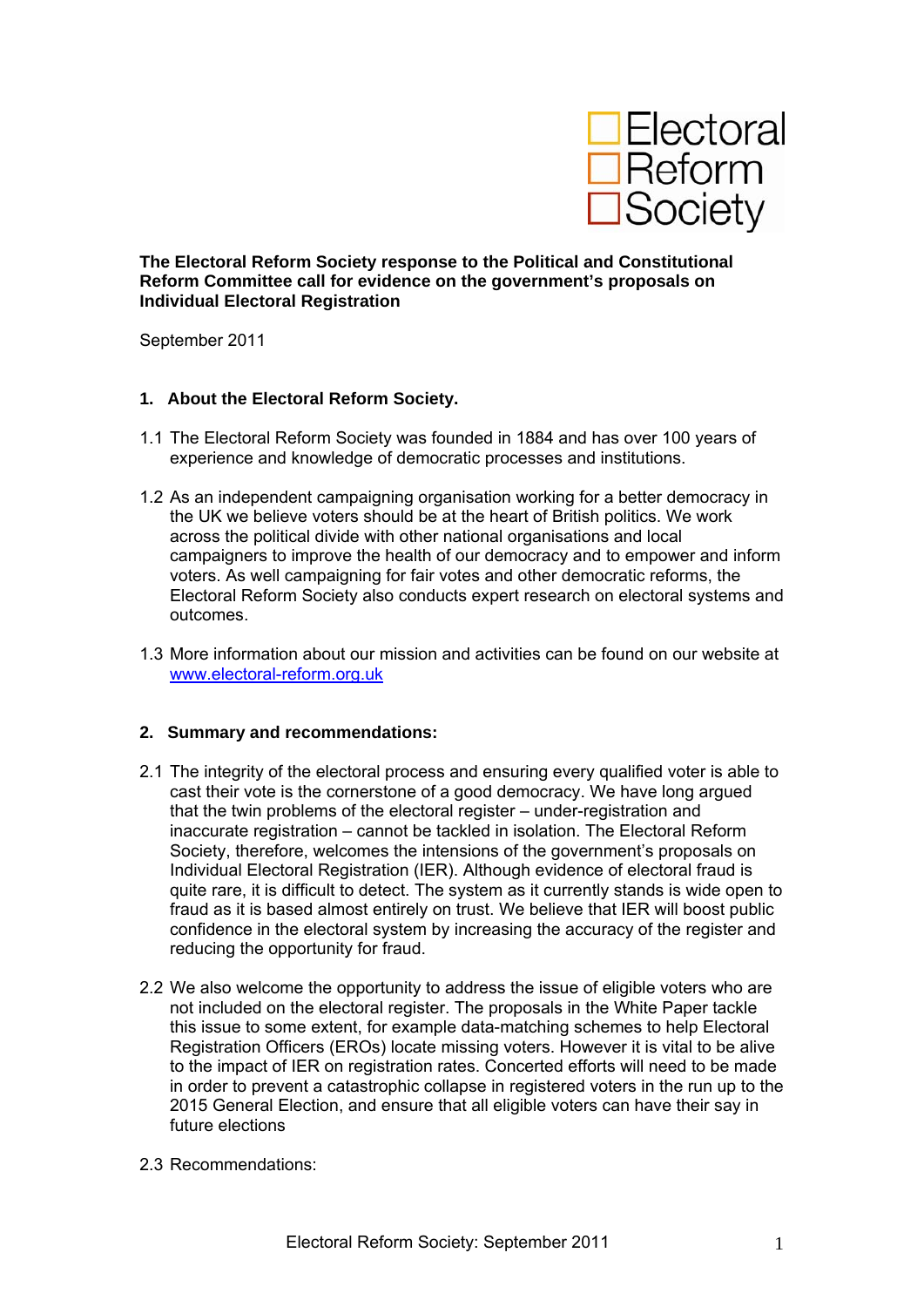Electoral Reform Society

**The Electoral Reform Society response to the Political and Constitutional Reform Committee call for evidence on the government's proposals on Individual Electoral Registration**

September 2011

## 1. About the Electoral Reform Society.

1.1 The Electoral Reform Society was founded in 1884 and has over 100 years of experience and knowledge of democratic processes and institutions.

1.2 As an independent campaigning organisation working for a better democracy in the UK we believe voters should be at the heart of British politics. We work across the political divide with other national organisations and local campaigners to improve the health of our democracy and to empower and inform voters. As well campaigning for fair votes and other democratic reforms, the Electoral Reform Society also conducts expert research on electoral systems and outcomes.

1.3 More information about our mission and activities can be found on our website at www.electoral-reform.org.uk

## 2. Summary and recommendations:

2.1 The integrity of the electoral process and ensuring every qualified voter is able to cast their vote is the cornerstone of a good democracy. We have long argued that the twin problems of the electoral register – under-registration and inaccurate registration – cannot be tackled in isolation. The Electoral Reform Society, therefore, welcomes the intensions of the government's proposals on Individual Electoral Registration (IER). Although evidence of electoral fraud is quite rare, it is difficult to detect. The system as it currently stands is wide open to fraud as it is based almost entirely on trust. We believe that IER will boost public confidence in the electoral system by increasing the accuracy of the register and reducing the opportunity for fraud.

2.2 We also welcome the opportunity to address the issue of eligible voters who are not included on the electoral register. The proposals in the White Paper tackle this issue to some extent, for example data-matching schemes to help Electoral Registration Officers (EROs) locate missing voters. However it is vital to be alive to the impact of IER on registration rates. Concerted efforts will need to be made in order to prevent a catastrophic collapse in registered voters in the run up to the 2015 General Election, and ensure that all eligible voters can have their say in future elections

2.3 Recommendations: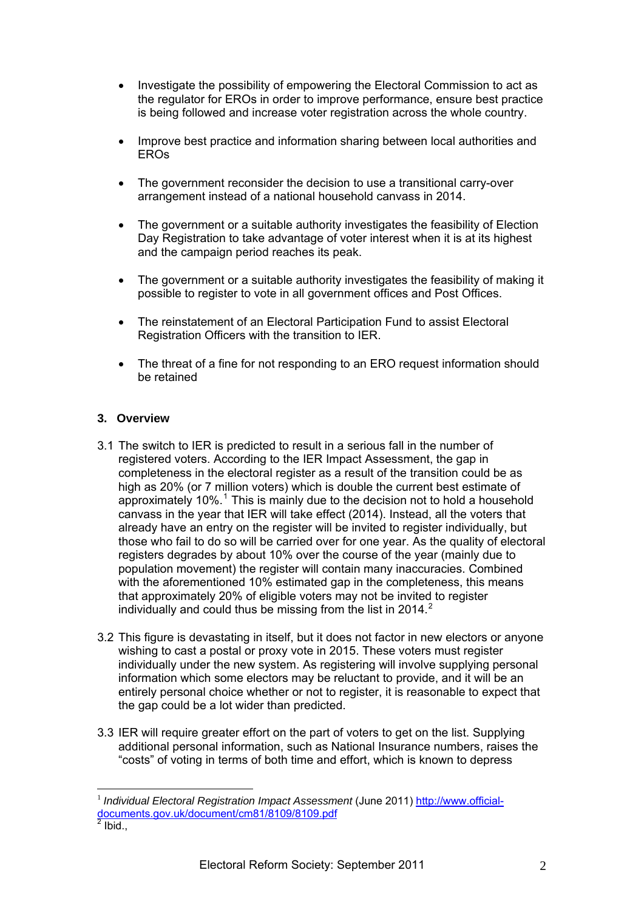- Investigate the possibility of empowering the Electoral Commission to act as the regulator for EROs in order to improve performance, ensure best practice is being followed and increase voter registration across the whole country.

- Improve best practice and information sharing between local authorities and EROs

- The government reconsider the decision to use a transitional carry-over arrangement instead of a national household canvass in 2014.

- The government or a suitable authority investigates the feasibility of Election Day Registration to take advantage of voter interest when it is at its highest and the campaign period reaches its peak.

- The government or a suitable authority investigates the feasibility of making it possible to register to vote in all government offices and Post Offices.

- The reinstatement of an Electoral Participation Fund to assist Electoral Registration Officers with the transition to IER.

- The threat of a fine for not responding to an ERO request information should be retained

## 3. Overview

3.1 The switch to IER is predicted to result in a serious fall in the number of registered voters. According to the IER Impact Assessment, the gap in completeness in the electoral register as a result of the transition could be as high as 20% (or 7 million voters) which is double the current best estimate of approximately 10%.[1] This is mainly due to the decision not to hold a household canvass in the year that IER will take effect (2014). Instead, all the voters that already have an entry on the register will be invited to register individually, but those who fail to do so will be carried over for one year. As the quality of electoral registers degrades by about 10% over the course of the year (mainly due to population movement) the register will contain many inaccuracies. Combined with the aforementioned 10% estimated gap in the completeness, this means that approximately 20% of eligible voters may not be invited to register individually and could thus be missing from the list in 2014.[2]

3.2 This figure is devastating in itself, but it does not factor in new electors or anyone wishing to cast a postal or proxy vote in 2015. These voters must register individually under the new system. As registering will involve supplying personal information which some electors may be reluctant to provide, and it will be an entirely personal choice whether or not to register, it is reasonable to expect that the gap could be a lot wider than predicted.

3.3 IER will require greater effort on the part of voters to get on the list. Supplying additional personal information, such as National Insurance numbers, raises the "costs" of voting in terms of both time and effort, which is known to depress

---

[1] *Individual Electoral Registration Impact Assessment* (June 2011) http://www.official-documents.gov.uk/document/cm81/8109/8109.pdf

[2] Ibid.,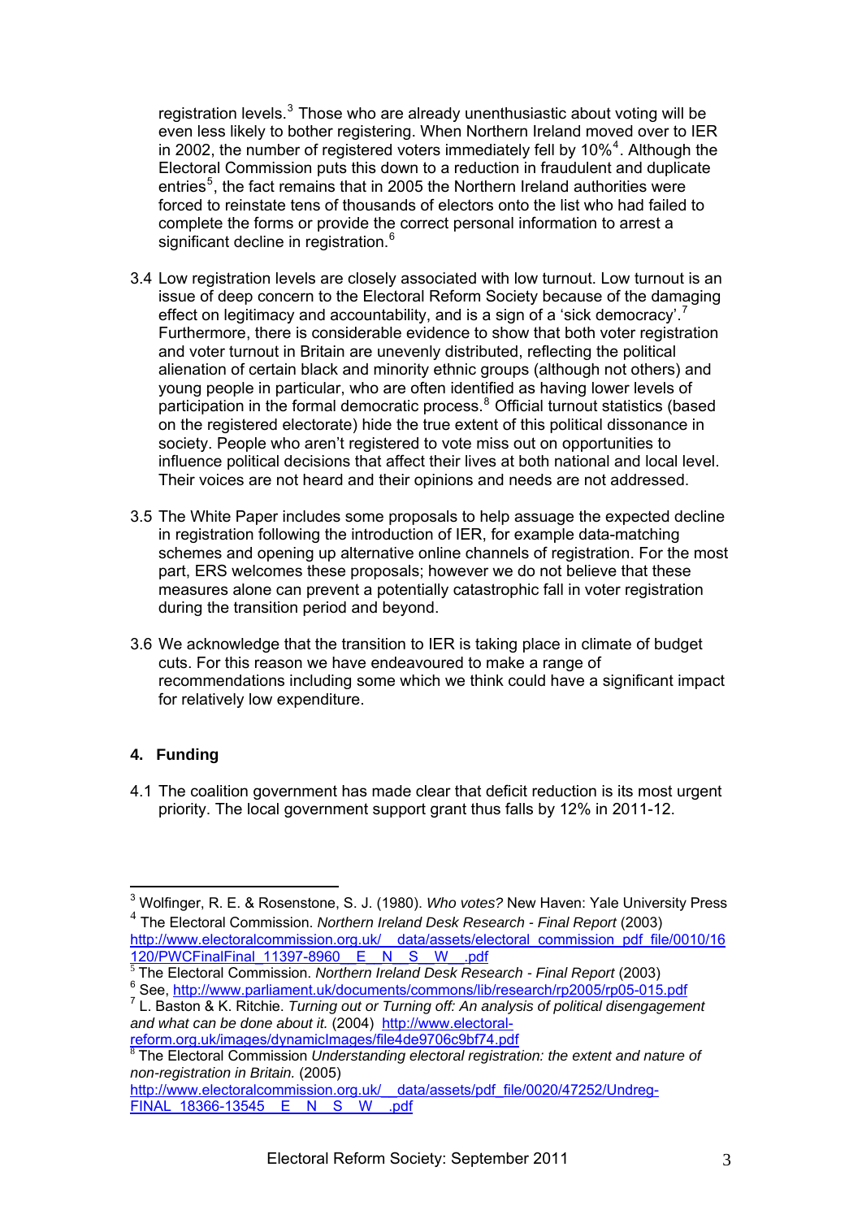registration levels.[3] Those who are already unenthusiastic about voting will be even less likely to bother registering. When Northern Ireland moved over to IER in 2002, the number of registered voters immediately fell by 10%[4]. Although the Electoral Commission puts this down to a reduction in fraudulent and duplicate entries[5], the fact remains that in 2005 the Northern Ireland authorities were forced to reinstate tens of thousands of electors onto the list who had failed to complete the forms or provide the correct personal information to arrest a significant decline in registration.[6]

3.4 Low registration levels are closely associated with low turnout. Low turnout is an issue of deep concern to the Electoral Reform Society because of the damaging effect on legitimacy and accountability, and is a sign of a 'sick democracy'.[7] Furthermore, there is considerable evidence to show that both voter registration and voter turnout in Britain are unevenly distributed, reflecting the political alienation of certain black and minority ethnic groups (although not others) and young people in particular, who are often identified as having lower levels of participation in the formal democratic process.[8] Official turnout statistics (based on the registered electorate) hide the true extent of this political dissonance in society. People who aren't registered to vote miss out on opportunities to influence political decisions that affect their lives at both national and local level. Their voices are not heard and their opinions and needs are not addressed.

3.5 The White Paper includes some proposals to help assuage the expected decline in registration following the introduction of IER, for example data-matching schemes and opening up alternative online channels of registration. For the most part, ERS welcomes these proposals; however we do not believe that these measures alone can prevent a potentially catastrophic fall in voter registration during the transition period and beyond.

3.6 We acknowledge that the transition to IER is taking place in climate of budget cuts. For this reason we have endeavoured to make a range of recommendations including some which we think could have a significant impact for relatively low expenditure.

#### 4. Funding

4.1 The coalition government has made clear that deficit reduction is its most urgent priority. The local government support grant thus falls by 12% in 2011-12.

---

[3] Wolfinger, R. E. & Rosenstone, S. J. (1980). *Who votes?* New Haven: Yale University Press

[4] The Electoral Commission. *Northern Ireland Desk Research - Final Report* (2003) http://www.electoralcommission.org.uk/__data/assets/electoral_commission_pdf_file/0010/16120/PWCFinalFinal_11397-8960__E__N__S__W__.pdf

[5] The Electoral Commission. *Northern Ireland Desk Research - Final Report* (2003)

[6] See, http://www.parliament.uk/documents/commons/lib/research/rp2005/rp05-015.pdf

[7] L. Baston & K. Ritchie. *Turning out or Turning off: An analysis of political disengagement and what can be done about it.* (2004) http://www.electoral-reform.org.uk/images/dynamicImages/file4de9706c9bf74.pdf

[8] The Electoral Commission *Understanding electoral registration: the extent and nature of non-registration in Britain.* (2005) http://www.electoralcommission.org.uk/__data/assets/pdf_file/0020/47252/Undreg-FINAL_18366-13545__E__N__S__W__.pdf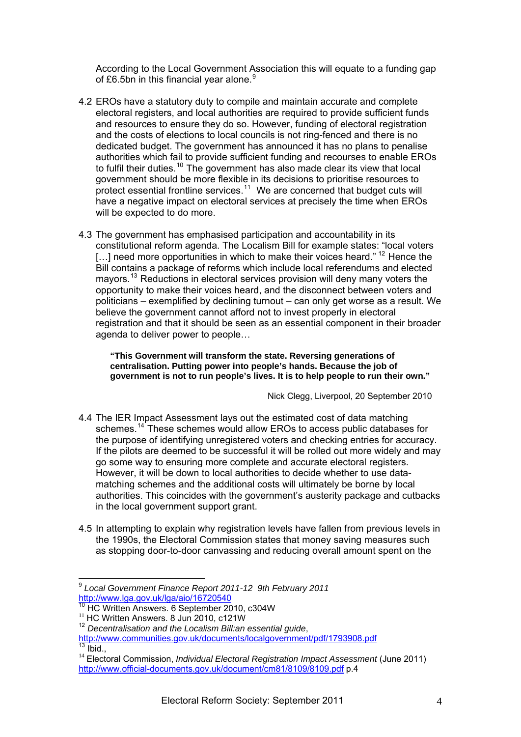According to the Local Government Association this will equate to a funding gap of £6.5bn in this financial year alone.[9]

4.2 EROs have a statutory duty to compile and maintain accurate and complete electoral registers, and local authorities are required to provide sufficient funds and resources to ensure they do so. However, funding of electoral registration and the costs of elections to local councils is not ring-fenced and there is no dedicated budget. The government has announced it has no plans to penalise authorities which fail to provide sufficient funding and recourses to enable EROs to fulfil their duties.[10] The government has also made clear its view that local government should be more flexible in its decisions to prioritise resources to protect essential frontline services.[11] We are concerned that budget cuts will have a negative impact on electoral services at precisely the time when EROs will be expected to do more.

4.3 The government has emphasised participation and accountability in its constitutional reform agenda. The Localism Bill for example states: "local voters [...] need more opportunities in which to make their voices heard." [12] Hence the Bill contains a package of reforms which include local referendums and elected mayors.[13] Reductions in electoral services provision will deny many voters the opportunity to make their voices heard, and the disconnect between voters and politicians – exemplified by declining turnout – can only get worse as a result. We believe the government cannot afford not to invest properly in electoral registration and that it should be seen as an essential component in their broader agenda to deliver power to people…

> **"This Government will transform the state. Reversing generations of centralisation. Putting power into people's hands. Because the job of government is not to run people's lives. It is to help people to run their own."**
>
> Nick Clegg, Liverpool, 20 September 2010

4.4 The IER Impact Assessment lays out the estimated cost of data matching schemes.[14] These schemes would allow EROs to access public databases for the purpose of identifying unregistered voters and checking entries for accuracy. If the pilots are deemed to be successful it will be rolled out more widely and may go some way to ensuring more complete and accurate electoral registers. However, it will be down to local authorities to decide whether to use data-matching schemes and the additional costs will ultimately be borne by local authorities. This coincides with the government's austerity package and cutbacks in the local government support grant.

4.5 In attempting to explain why registration levels have fallen from previous levels in the 1990s, the Electoral Commission states that money saving measures such as stopping door-to-door canvassing and reducing overall amount spent on the

---

[9] *Local Government Finance Report 2011-12 9th February 2011* http://www.lga.gov.uk/lga/aio/16720540

[10] HC Written Answers. 6 September 2010, c304W

[11] HC Written Answers. 8 Jun 2010, c121W

[12] *Decentralisation and the Localism Bill:an essential guide*, http://www.communities.gov.uk/documents/localgovernment/pdf/1793908.pdf

[13] Ibid.,

[14] Electoral Commission, *Individual Electoral Registration Impact Assessment* (June 2011) http://www.official-documents.gov.uk/document/cm81/8109/8109.pdf p.4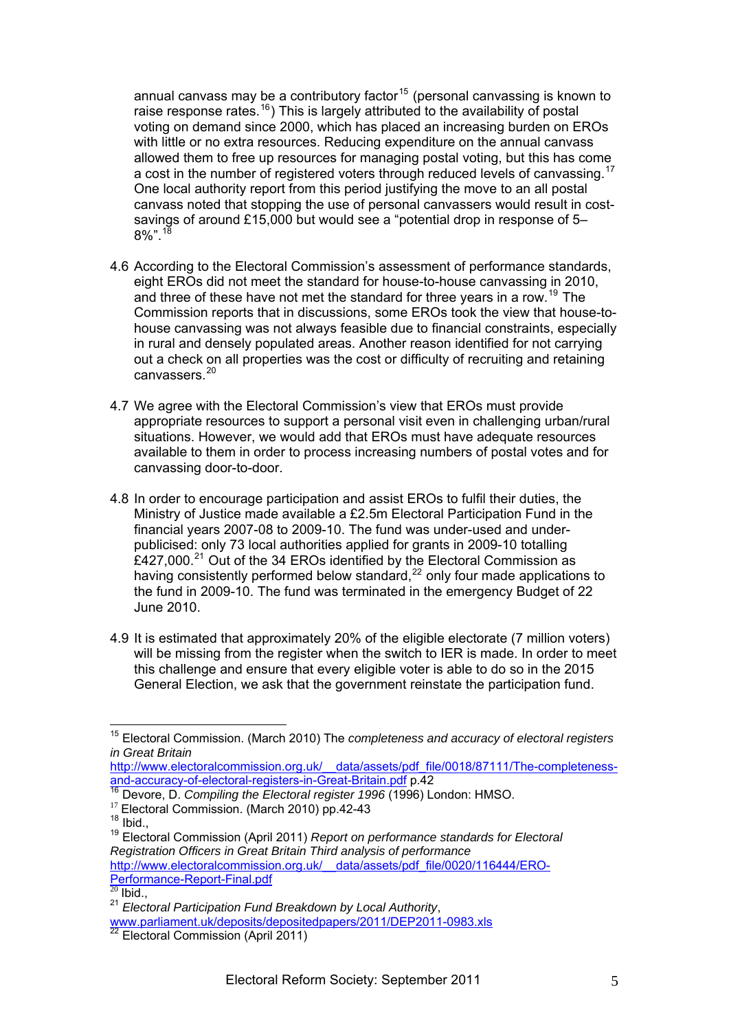annual canvass may be a contributory factor[15] (personal canvassing is known to raise response rates.[16]) This is largely attributed to the availability of postal voting on demand since 2000, which has placed an increasing burden on EROs with little or no extra resources. Reducing expenditure on the annual canvass allowed them to free up resources for managing postal voting, but this has come a cost in the number of registered voters through reduced levels of canvassing.[17] One local authority report from this period justifying the move to an all postal canvass noted that stopping the use of personal canvassers would result in cost-savings of around £15,000 but would see a "potential drop in response of 5–8%".[18]

4.6 According to the Electoral Commission's assessment of performance standards, eight EROs did not meet the standard for house-to-house canvassing in 2010, and three of these have not met the standard for three years in a row.[19] The Commission reports that in discussions, some EROs took the view that house-to-house canvassing was not always feasible due to financial constraints, especially in rural and densely populated areas. Another reason identified for not carrying out a check on all properties was the cost or difficulty of recruiting and retaining canvassers.[20]

4.7 We agree with the Electoral Commission's view that EROs must provide appropriate resources to support a personal visit even in challenging urban/rural situations. However, we would add that EROs must have adequate resources available to them in order to process increasing numbers of postal votes and for canvassing door-to-door.

4.8 In order to encourage participation and assist EROs to fulfil their duties, the Ministry of Justice made available a £2.5m Electoral Participation Fund in the financial years 2007-08 to 2009-10. The fund was under-used and under-publicised: only 73 local authorities applied for grants in 2009-10 totalling £427,000.[21] Out of the 34 EROs identified by the Electoral Commission as having consistently performed below standard,[22] only four made applications to the fund in 2009-10. The fund was terminated in the emergency Budget of 22 June 2010.

4.9 It is estimated that approximately 20% of the eligible electorate (7 million voters) will be missing from the register when the switch to IER is made. In order to meet this challenge and ensure that every eligible voter is able to do so in the 2015 General Election, we ask that the government reinstate the participation fund.

---

[15] Electoral Commission. (March 2010) The *completeness and accuracy of electoral registers in Great Britain* http://www.electoralcommission.org.uk/__data/assets/pdf_file/0018/87111/The-completeness-and-accuracy-of-electoral-registers-in-Great-Britain.pdf p.42

[16] Devore, D. *Compiling the Electoral register 1996* (1996) London: HMSO.

[17] Electoral Commission. (March 2010) pp.42-43

[18] Ibid.,

[19] Electoral Commission (April 2011) *Report on performance standards for Electoral Registration Officers in Great Britain Third analysis of performance* http://www.electoralcommission.org.uk/__data/assets/pdf_file/0020/116444/ERO-Performance-Report-Final.pdf

[20] Ibid.,

[21] *Electoral Participation Fund Breakdown by Local Authority*, www.parliament.uk/deposits/depositedpapers/2011/DEP2011-0983.xls

[22] Electoral Commission (April 2011)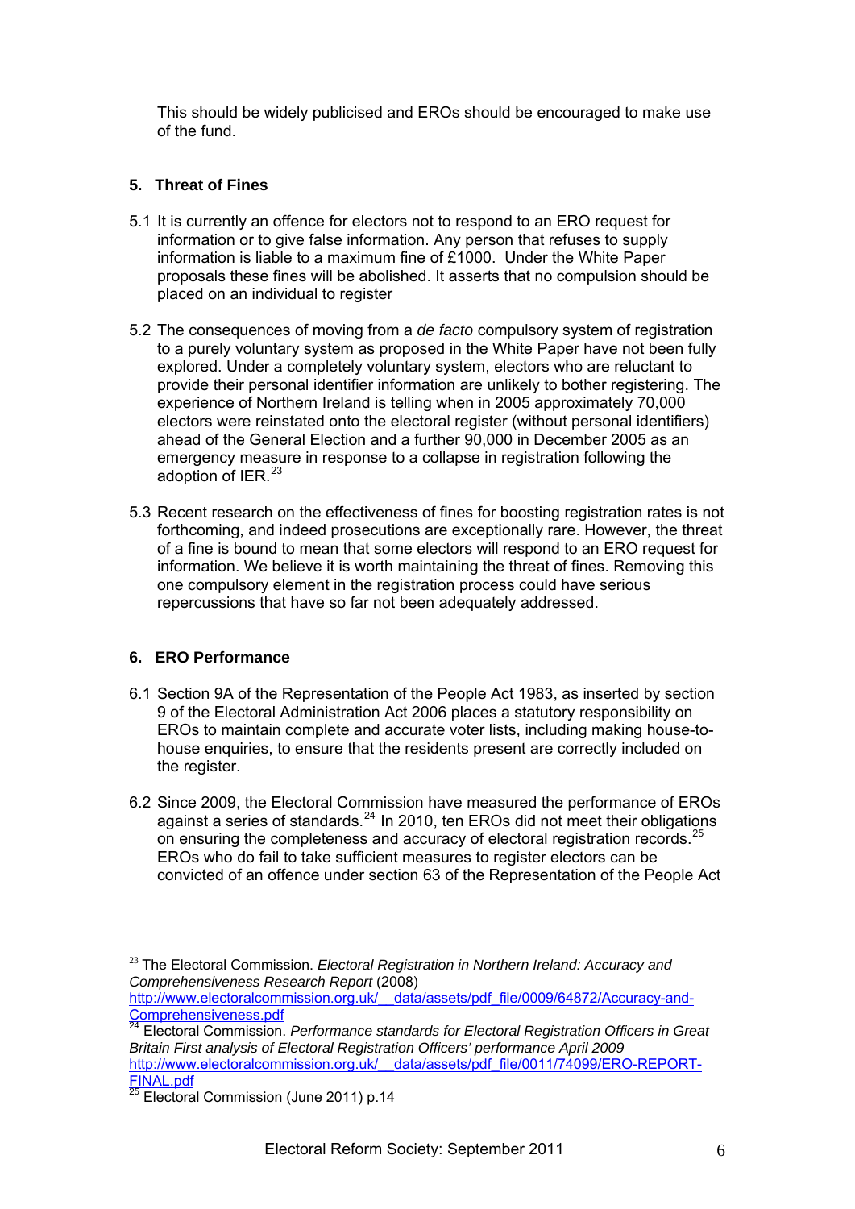This should be widely publicised and EROs should be encouraged to make use of the fund.

## 5. Threat of Fines

5.1 It is currently an offence for electors not to respond to an ERO request for information or to give false information. Any person that refuses to supply information is liable to a maximum fine of £1000. Under the White Paper proposals these fines will be abolished. It asserts that no compulsion should be placed on an individual to register

5.2 The consequences of moving from a *de facto* compulsory system of registration to a purely voluntary system as proposed in the White Paper have not been fully explored. Under a completely voluntary system, electors who are reluctant to provide their personal identifier information are unlikely to bother registering. The experience of Northern Ireland is telling when in 2005 approximately 70,000 electors were reinstated onto the electoral register (without personal identifiers) ahead of the General Election and a further 90,000 in December 2005 as an emergency measure in response to a collapse in registration following the adoption of IER.[23]

5.3 Recent research on the effectiveness of fines for boosting registration rates is not forthcoming, and indeed prosecutions are exceptionally rare. However, the threat of a fine is bound to mean that some electors will respond to an ERO request for information. We believe it is worth maintaining the threat of fines. Removing this one compulsory element in the registration process could have serious repercussions that have so far not been adequately addressed.

## 6. ERO Performance

6.1 Section 9A of the Representation of the People Act 1983, as inserted by section 9 of the Electoral Administration Act 2006 places a statutory responsibility on EROs to maintain complete and accurate voter lists, including making house-to-house enquiries, to ensure that the residents present are correctly included on the register.

6.2 Since 2009, the Electoral Commission have measured the performance of EROs against a series of standards.[24] In 2010, ten EROs did not meet their obligations on ensuring the completeness and accuracy of electoral registration records.[25] EROs who do fail to take sufficient measures to register electors can be convicted of an offence under section 63 of the Representation of the People Act

---

[23] The Electoral Commission. *Electoral Registration in Northern Ireland: Accuracy and Comprehensiveness Research Report* (2008) http://www.electoralcommission.org.uk/__data/assets/pdf_file/0009/64872/Accuracy-and-Comprehensiveness.pdf

[24] Electoral Commission. *Performance standards for Electoral Registration Officers in Great Britain First analysis of Electoral Registration Officers' performance April 2009* http://www.electoralcommission.org.uk/__data/assets/pdf_file/0011/74099/ERO-REPORT-FINAL.pdf

[25] Electoral Commission (June 2011) p.14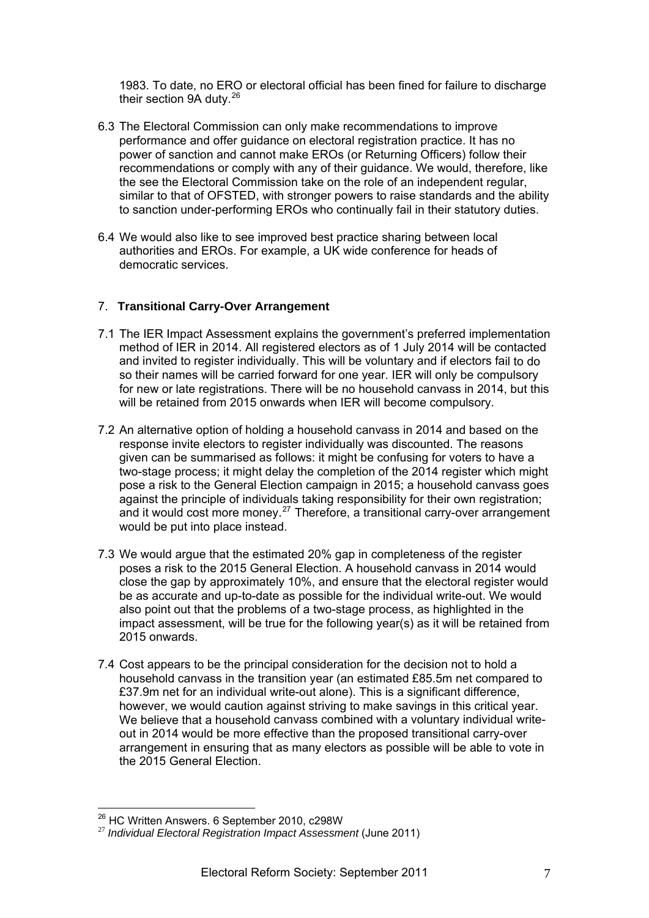1983. To date, no ERO or electoral official has been fined for failure to discharge their section 9A duty.[26]

6.3 The Electoral Commission can only make recommendations to improve performance and offer guidance on electoral registration practice. It has no power of sanction and cannot make EROs (or Returning Officers) follow their recommendations or comply with any of their guidance. We would, therefore, like the see the Electoral Commission take on the role of an independent regular, similar to that of OFSTED, with stronger powers to raise standards and the ability to sanction under-performing EROs who continually fail in their statutory duties.

6.4 We would also like to see improved best practice sharing between local authorities and EROs. For example, a UK wide conference for heads of democratic services.

## 7. **Transitional Carry-Over Arrangement**

7.1 The IER Impact Assessment explains the government's preferred implementation method of IER in 2014. All registered electors as of 1 July 2014 will be contacted and invited to register individually. This will be voluntary and if electors fail to do so their names will be carried forward for one year. IER will only be compulsory for new or late registrations. There will be no household canvass in 2014, but this will be retained from 2015 onwards when IER will become compulsory.

7.2 An alternative option of holding a household canvass in 2014 and based on the response invite electors to register individually was discounted. The reasons given can be summarised as follows: it might be confusing for voters to have a two-stage process; it might delay the completion of the 2014 register which might pose a risk to the General Election campaign in 2015; a household canvass goes against the principle of individuals taking responsibility for their own registration; and it would cost more money.[27] Therefore, a transitional carry-over arrangement would be put into place instead.

7.3 We would argue that the estimated 20% gap in completeness of the register poses a risk to the 2015 General Election. A household canvass in 2014 would close the gap by approximately 10%, and ensure that the electoral register would be as accurate and up-to-date as possible for the individual write-out. We would also point out that the problems of a two-stage process, as highlighted in the impact assessment, will be true for the following year(s) as it will be retained from 2015 onwards.

7.4 Cost appears to be the principal consideration for the decision not to hold a household canvass in the transition year (an estimated £85.5m net compared to £37.9m net for an individual write-out alone). This is a significant difference, however, we would caution against striving to make savings in this critical year. We believe that a household canvass combined with a voluntary individual write-out in 2014 would be more effective than the proposed transitional carry-over arrangement in ensuring that as many electors as possible will be able to vote in the 2015 General Election.

---

[26] HC Written Answers. 6 September 2010, c298W

[27] *Individual Electoral Registration Impact Assessment* (June 2011)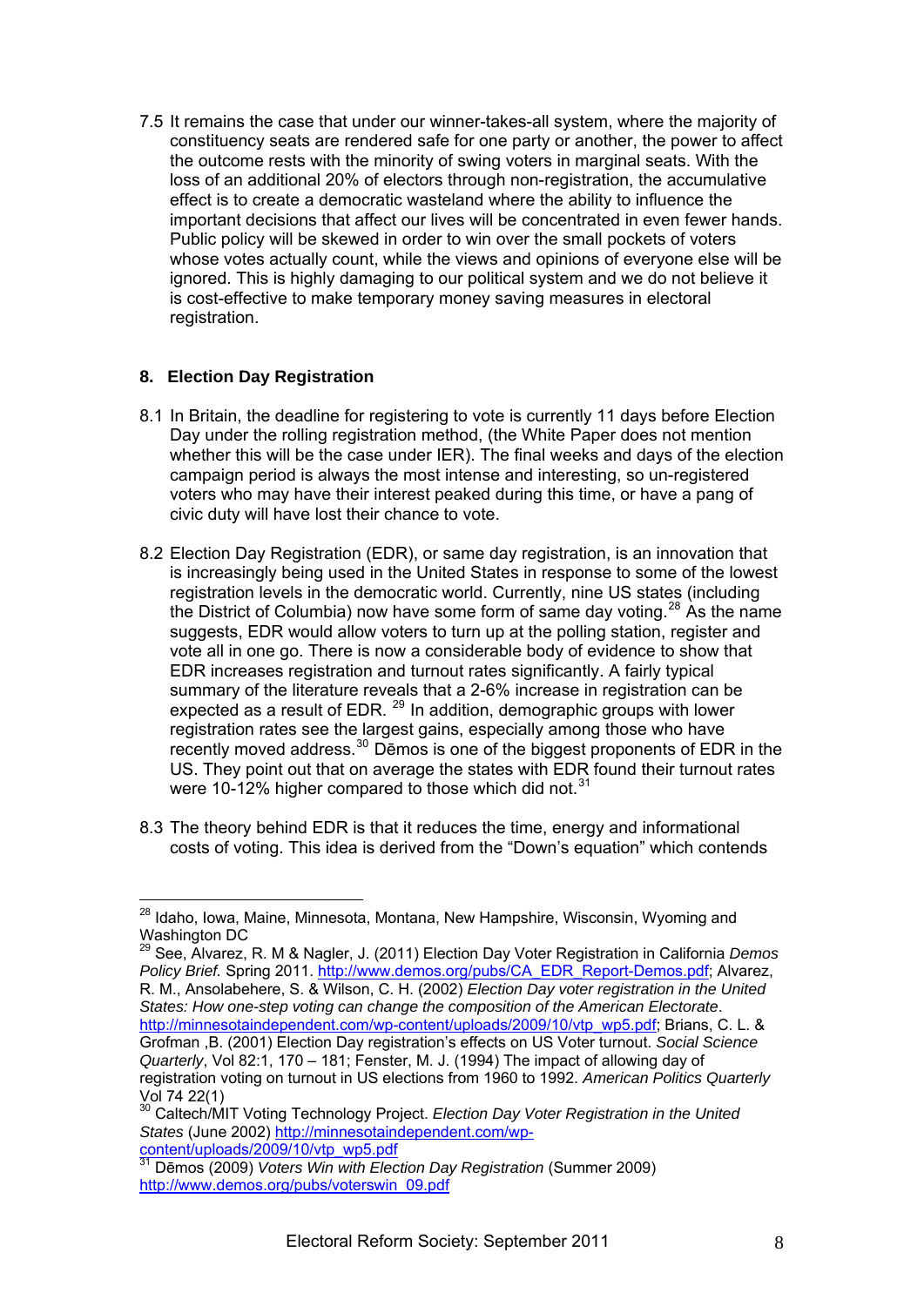7.5 It remains the case that under our winner-takes-all system, where the majority of constituency seats are rendered safe for one party or another, the power to affect the outcome rests with the minority of swing voters in marginal seats. With the loss of an additional 20% of electors through non-registration, the accumulative effect is to create a democratic wasteland where the ability to influence the important decisions that affect our lives will be concentrated in even fewer hands. Public policy will be skewed in order to win over the small pockets of voters whose votes actually count, while the views and opinions of everyone else will be ignored. This is highly damaging to our political system and we do not believe it is cost-effective to make temporary money saving measures in electoral registration.

## 8. Election Day Registration

8.1 In Britain, the deadline for registering to vote is currently 11 days before Election Day under the rolling registration method, (the White Paper does not mention whether this will be the case under IER). The final weeks and days of the election campaign period is always the most intense and interesting, so un-registered voters who may have their interest peaked during this time, or have a pang of civic duty will have lost their chance to vote.

8.2 Election Day Registration (EDR), or same day registration, is an innovation that is increasingly being used in the United States in response to some of the lowest registration levels in the democratic world. Currently, nine US states (including the District of Columbia) now have some form of same day voting.[28] As the name suggests, EDR would allow voters to turn up at the polling station, register and vote all in one go. There is now a considerable body of evidence to show that EDR increases registration and turnout rates significantly. A fairly typical summary of the literature reveals that a 2-6% increase in registration can be expected as a result of EDR. [29] In addition, demographic groups with lower registration rates see the largest gains, especially among those who have recently moved address.[30] Dēmos is one of the biggest proponents of EDR in the US. They point out that on average the states with EDR found their turnout rates were 10-12% higher compared to those which did not.[31]

8.3 The theory behind EDR is that it reduces the time, energy and informational costs of voting. This idea is derived from the "Down's equation" which contends

---

[28] Idaho, Iowa, Maine, Minnesota, Montana, New Hampshire, Wisconsin, Wyoming and Washington DC

[29] See, Alvarez, R. M & Nagler, J. (2011) Election Day Voter Registration in California *Demos Policy Brief.* Spring 2011. http://www.demos.org/pubs/CA_EDR_Report-Demos.pdf; Alvarez, R. M., Ansolabehere, S. & Wilson, C. H. (2002) *Election Day voter registration in the United States: How one-step voting can change the composition of the American Electorate*. http://minnesotaindependent.com/wp-content/uploads/2009/10/vtp_wp5.pdf; Brians, C. L. & Grofman ,B. (2001) Election Day registration's effects on US Voter turnout. *Social Science Quarterly*, Vol 82:1, 170 – 181; Fenster, M. J. (1994) The impact of allowing day of registration voting on turnout in US elections from 1960 to 1992. *American Politics Quarterly* Vol 74 22(1)

[30] Caltech/MIT Voting Technology Project. *Election Day Voter Registration in the United States* (June 2002) http://minnesotaindependent.com/wp-content/uploads/2009/10/vtp_wp5.pdf

[31] Dēmos (2009) *Voters Win with Election Day Registration* (Summer 2009) http://www.demos.org/pubs/voterswin_09.pdf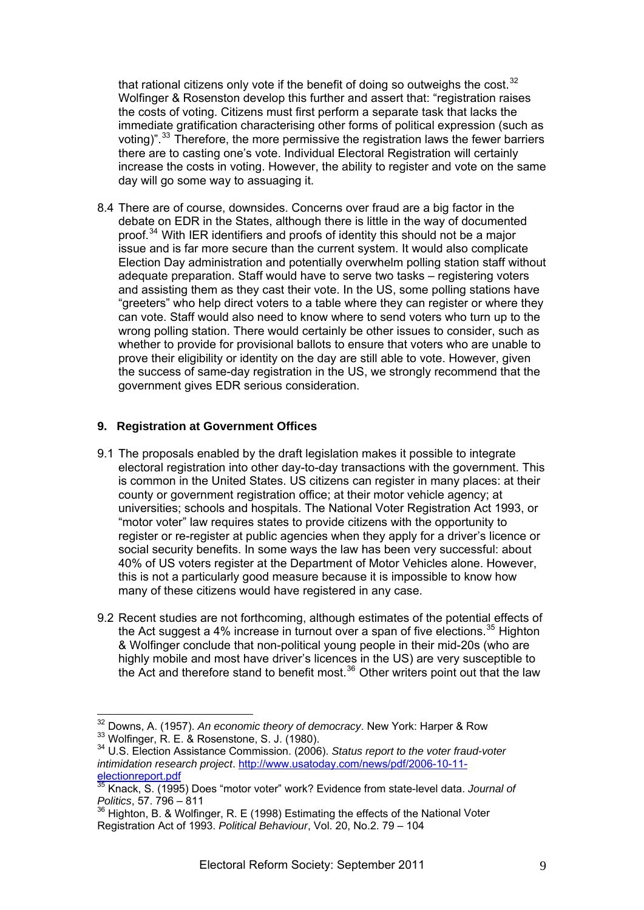that rational citizens only vote if the benefit of doing so outweighs the cost.[32] Wolfinger & Rosenston develop this further and assert that: "registration raises the costs of voting. Citizens must first perform a separate task that lacks the immediate gratification characterising other forms of political expression (such as voting)".[33] Therefore, the more permissive the registration laws the fewer barriers there are to casting one's vote. Individual Electoral Registration will certainly increase the costs in voting. However, the ability to register and vote on the same day will go some way to assuaging it.

8.4 There are of course, downsides. Concerns over fraud are a big factor in the debate on EDR in the States, although there is little in the way of documented proof.[34] With IER identifiers and proofs of identity this should not be a major issue and is far more secure than the current system. It would also complicate Election Day administration and potentially overwhelm polling station staff without adequate preparation. Staff would have to serve two tasks – registering voters and assisting them as they cast their vote. In the US, some polling stations have "greeters" who help direct voters to a table where they can register or where they can vote. Staff would also need to know where to send voters who turn up to the wrong polling station. There would certainly be other issues to consider, such as whether to provide for provisional ballots to ensure that voters who are unable to prove their eligibility or identity on the day are still able to vote. However, given the success of same-day registration in the US, we strongly recommend that the government gives EDR serious consideration.

## 9. Registration at Government Offices

9.1 The proposals enabled by the draft legislation makes it possible to integrate electoral registration into other day-to-day transactions with the government. This is common in the United States. US citizens can register in many places: at their county or government registration office; at their motor vehicle agency; at universities; schools and hospitals. The National Voter Registration Act 1993, or "motor voter" law requires states to provide citizens with the opportunity to register or re-register at public agencies when they apply for a driver's licence or social security benefits. In some ways the law has been very successful: about 40% of US voters register at the Department of Motor Vehicles alone. However, this is not a particularly good measure because it is impossible to know how many of these citizens would have registered in any case.

9.2 Recent studies are not forthcoming, although estimates of the potential effects of the Act suggest a 4% increase in turnout over a span of five elections.[35] Highton & Wolfinger conclude that non-political young people in their mid-20s (who are highly mobile and most have driver's licences in the US) are very susceptible to the Act and therefore stand to benefit most.[36] Other writers point out that the law

---

[32] Downs, A. (1957). *An economic theory of democracy*. New York: Harper & Row

[33] Wolfinger, R. E. & Rosenstone, S. J. (1980).

[34] U.S. Election Assistance Commission. (2006). *Status report to the voter fraud-voter intimidation research project*. http://www.usatoday.com/news/pdf/2006-10-11-electionreport.pdf

[35] Knack, S. (1995) Does "motor voter" work? Evidence from state-level data. *Journal of Politics*, 57. 796 – 811

[36] Highton, B. & Wolfinger, R. E (1998) Estimating the effects of the National Voter Registration Act of 1993. *Political Behaviour*, Vol. 20, No.2. 79 – 104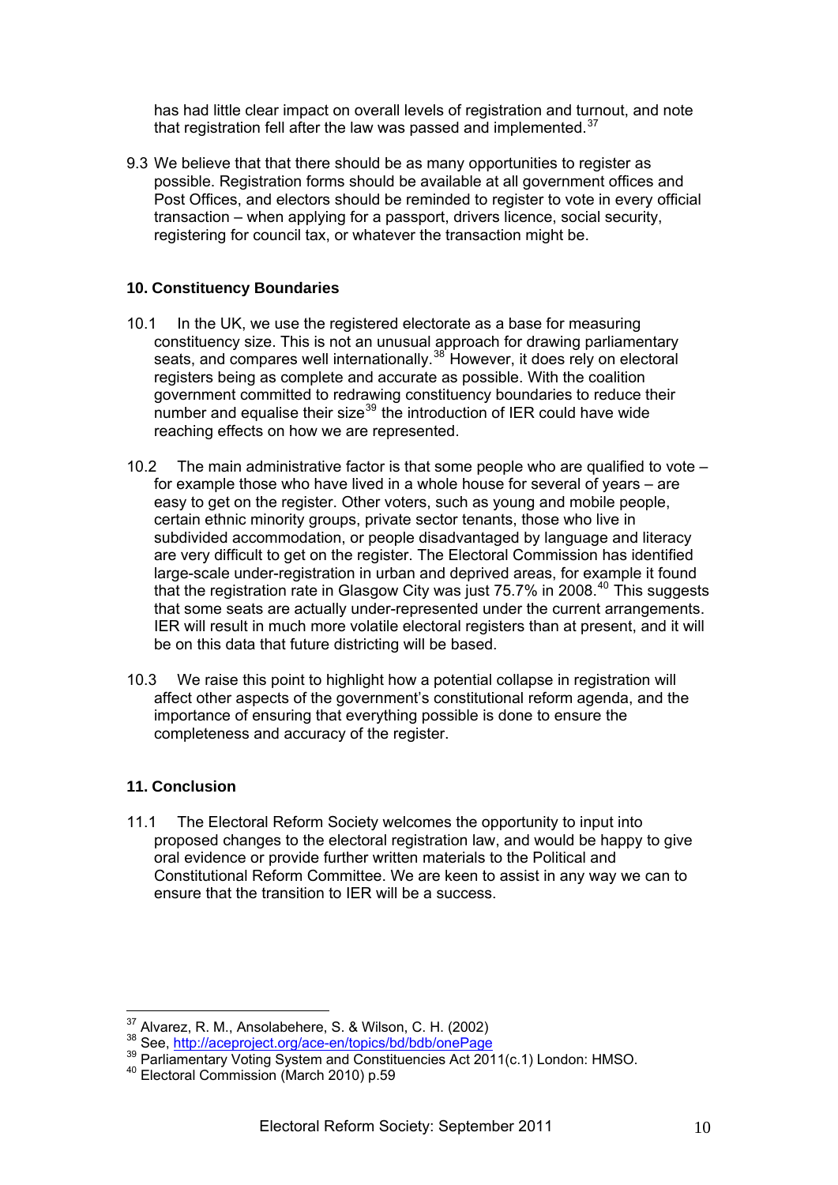has had little clear impact on overall levels of registration and turnout, and note that registration fell after the law was passed and implemented.[37]

9.3 We believe that that there should be as many opportunities to register as possible. Registration forms should be available at all government offices and Post Offices, and electors should be reminded to register to vote in every official transaction – when applying for a passport, drivers licence, social security, registering for council tax, or whatever the transaction might be.

**10. Constituency Boundaries**

10.1 In the UK, we use the registered electorate as a base for measuring constituency size. This is not an unusual approach for drawing parliamentary seats, and compares well internationally.[38] However, it does rely on electoral registers being as complete and accurate as possible. With the coalition government committed to redrawing constituency boundaries to reduce their number and equalise their size[39] the introduction of IER could have wide reaching effects on how we are represented.

10.2 The main administrative factor is that some people who are qualified to vote – for example those who have lived in a whole house for several of years – are easy to get on the register. Other voters, such as young and mobile people, certain ethnic minority groups, private sector tenants, those who live in subdivided accommodation, or people disadvantaged by language and literacy are very difficult to get on the register. The Electoral Commission has identified large-scale under-registration in urban and deprived areas, for example it found that the registration rate in Glasgow City was just 75.7% in 2008.[40] This suggests that some seats are actually under-represented under the current arrangements. IER will result in much more volatile electoral registers than at present, and it will be on this data that future districting will be based.

10.3 We raise this point to highlight how a potential collapse in registration will affect other aspects of the government's constitutional reform agenda, and the importance of ensuring that everything possible is done to ensure the completeness and accuracy of the register.

**11. Conclusion**

11.1 The Electoral Reform Society welcomes the opportunity to input into proposed changes to the electoral registration law, and would be happy to give oral evidence or provide further written materials to the Political and Constitutional Reform Committee. We are keen to assist in any way we can to ensure that the transition to IER will be a success.

---

[37] Alvarez, R. M., Ansolabehere, S. & Wilson, C. H. (2002)
[38] See, http://aceproject.org/ace-en/topics/bd/bdb/onePage
[39] Parliamentary Voting System and Constituencies Act 2011(c.1) London: HMSO.
[40] Electoral Commission (March 2010) p.59